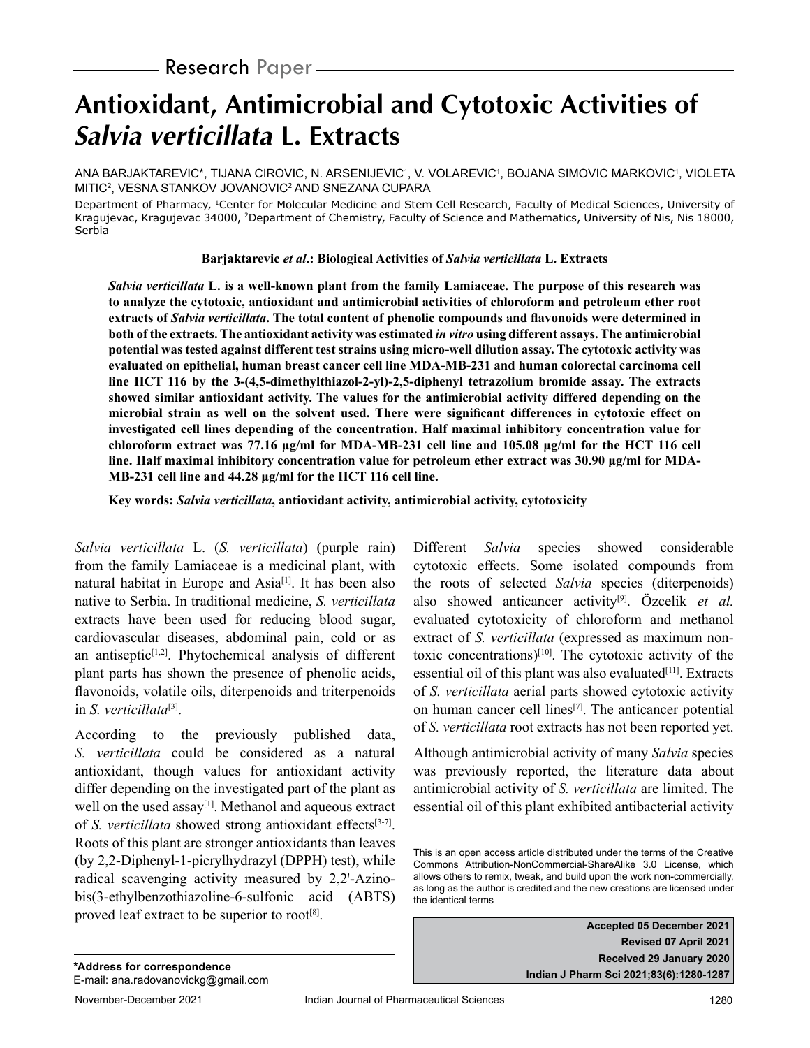Research Paper

# Antioxidant, Antimicrobial and Cytotoxic Activities of *Salvia verticillata* L. Extracts

ANA BARJAKTAREVIC*, TIJANA CIROVIC, N. ARSENIJEVIC[1], V. VOLAREVIC[1], BOJANA SIMOVIC MARKOVIC[1], VIOLETA MITIC[2], VESNA STANKOV JOVANOVIC[2] AND SNEZANA CUPARA

Department of Pharmacy, [1]Center for Molecular Medicine and Stem Cell Research, Faculty of Medical Sciences, University of Kragujevac, Kragujevac 34000, [2]Department of Chemistry, Faculty of Science and Mathematics, University of Nis, Nis 18000, Serbia

**Barjaktarevic *et al*.: Biological Activities of *Salvia verticillata* L. Extracts**

***Salvia verticillata* L. is a well-known plant from the family Lamiaceae. The purpose of this research was to analyze the cytotoxic, antioxidant and antimicrobial activities of chloroform and petroleum ether root extracts of *Salvia verticillata*. The total content of phenolic compounds and flavonoids were determined in both of the extracts. The antioxidant activity was estimated *in vitro* using different assays. The antimicrobial potential was tested against different test strains using micro-well dilution assay. The cytotoxic activity was evaluated on epithelial, human breast cancer cell line MDA-MB-231 and human colorectal carcinoma cell line HCT 116 by the 3-(4,5-dimethylthiazol-2-yl)-2,5-diphenyl tetrazolium bromide assay. The extracts showed similar antioxidant activity. The values for the antimicrobial activity differed depending on the microbial strain as well on the solvent used. There were significant differences in cytotoxic effect on investigated cell lines depending of the concentration. Half maximal inhibitory concentration value for chloroform extract was 77.16 µg/ml for MDA-MB-231 cell line and 105.08 µg/ml for the HCT 116 cell line. Half maximal inhibitory concentration value for petroleum ether extract was 30.90 µg/ml for MDA-MB-231 cell line and 44.28 µg/ml for the HCT 116 cell line.**

**Key words: *Salvia verticillata*, antioxidant activity, antimicrobial activity, cytotoxicity**

*Salvia verticillata* L. (*S. verticillata*) (purple rain) from the family Lamiaceae is a medicinal plant, with natural habitat in Europe and Asia[1]. It has been also native to Serbia. In traditional medicine, *S. verticillata* extracts have been used for reducing blood sugar, cardiovascular diseases, abdominal pain, cold or as an antiseptic[1,2]. Phytochemical analysis of different plant parts has shown the presence of phenolic acids, flavonoids, volatile oils, diterpenoids and triterpenoids in *S. verticillata*[3].

According to the previously published data, *S. verticillata* could be considered as a natural antioxidant, though values for antioxidant activity differ depending on the investigated part of the plant as well on the used assay[1]. Methanol and aqueous extract of *S. verticillata* showed strong antioxidant effects[3-7]. Roots of this plant are stronger antioxidants than leaves (by 2,2-Diphenyl-1-picrylhydrazyl (DPPH) test), while radical scavenging activity measured by 2,2'-Azino-bis(3-ethylbenzothiazoline-6-sulfonic acid (ABTS) proved leaf extract to be superior to root[8].

Different *Salvia* species showed considerable cytotoxic effects. Some isolated compounds from the roots of selected *Salvia* species (diterpenoids) also showed anticancer activity[9]. Özcelik *et al.* evaluated cytotoxicity of chloroform and methanol extract of *S. verticillata* (expressed as maximum non-toxic concentrations)[10]. The cytotoxic activity of the essential oil of this plant was also evaluated[11]. Extracts of *S. verticillata* aerial parts showed cytotoxic activity on human cancer cell lines[7]. The anticancer potential of *S. verticillata* root extracts has not been reported yet.

Although antimicrobial activity of many *Salvia* species was previously reported, the literature data about antimicrobial activity of *S. verticillata* are limited. The essential oil of this plant exhibited antibacterial activity

This is an open access article distributed under the terms of the Creative Commons Attribution-NonCommercial-ShareAlike 3.0 License, which allows others to remix, tweak, and build upon the work non-commercially, as long as the author is credited and the new creations are licensed under the identical terms

**Accepted 05 December 2021**
**Revised 07 April 2021**
**Received 29 January 2020**
**Indian J Pharm Sci 2021;83(6):1280-1287**

**\*Address for correspondence**
E-mail: ana.radovanovickg@gmail.com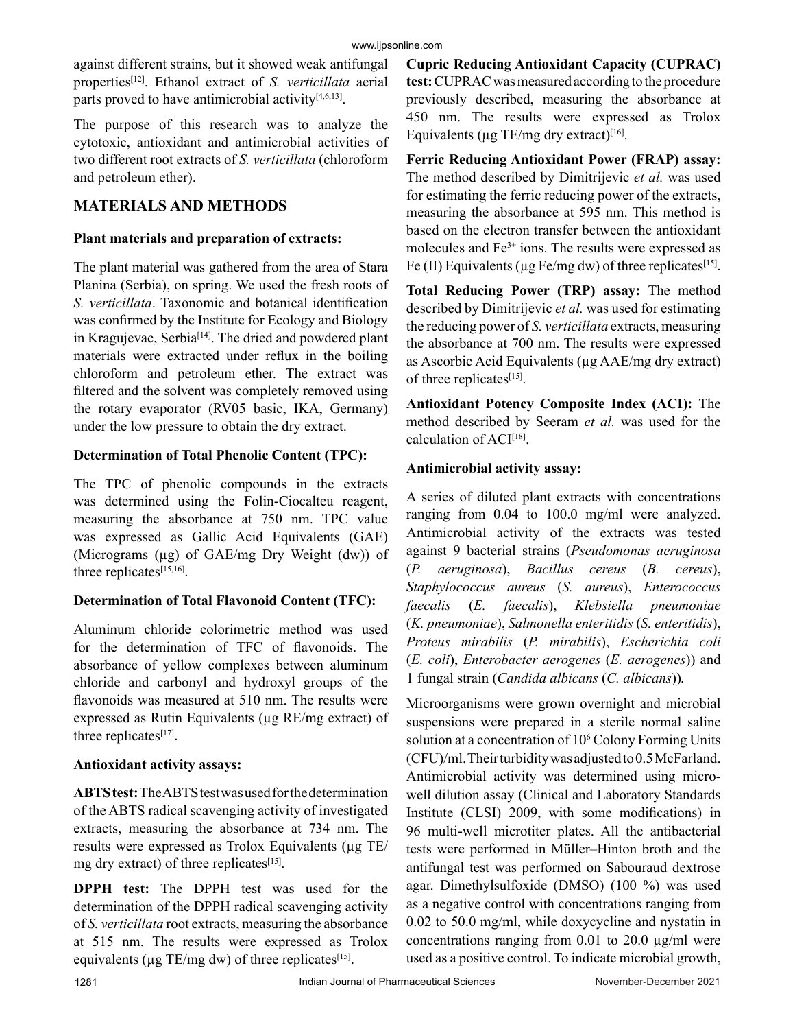against different strains, but it showed weak antifungal properties[12]. Ethanol extract of *S. verticillata* aerial parts proved to have antimicrobial activity[4,6,13].

The purpose of this research was to analyze the cytotoxic, antioxidant and antimicrobial activities of two different root extracts of *S. verticillata* (chloroform and petroleum ether).

## MATERIALS AND METHODS

### Plant materials and preparation of extracts:

The plant material was gathered from the area of Stara Planina (Serbia), on spring. We used the fresh roots of *S. verticillata*. Taxonomic and botanical identification was confirmed by the Institute for Ecology and Biology in Kragujevac, Serbia[14]. The dried and powdered plant materials were extracted under reflux in the boiling chloroform and petroleum ether. The extract was filtered and the solvent was completely removed using the rotary evaporator (RV05 basic, IKA, Germany) under the low pressure to obtain the dry extract.

### Determination of Total Phenolic Content (TPC):

The TPC of phenolic compounds in the extracts was determined using the Folin-Ciocalteu reagent, measuring the absorbance at 750 nm. TPC value was expressed as Gallic Acid Equivalents (GAE) (Micrograms (µg) of GAE/mg Dry Weight (dw)) of three replicates[15,16].

### Determination of Total Flavonoid Content (TFC):

Aluminum chloride colorimetric method was used for the determination of TFC of flavonoids. The absorbance of yellow complexes between aluminum chloride and carbonyl and hydroxyl groups of the flavonoids was measured at 510 nm. The results were expressed as Rutin Equivalents (µg RE/mg extract) of three replicates[17].

### Antioxidant activity assays:

**ABTS test:** The ABTS test was used for the determination of the ABTS radical scavenging activity of investigated extracts, measuring the absorbance at 734 nm. The results were expressed as Trolox Equivalents (µg TE/mg dry extract) of three replicates[15].

**DPPH test:** The DPPH test was used for the determination of the DPPH radical scavenging activity of *S. verticillata* root extracts, measuring the absorbance at 515 nm. The results were expressed as Trolox equivalents (µg TE/mg dw) of three replicates[15].

**Cupric Reducing Antioxidant Capacity (CUPRAC) test:** CUPRAC was measured according to the procedure previously described, measuring the absorbance at 450 nm. The results were expressed as Trolox Equivalents (µg TE/mg dry extract)[16].

**Ferric Reducing Antioxidant Power (FRAP) assay:** The method described by Dimitrijevic *et al.* was used for estimating the ferric reducing power of the extracts, measuring the absorbance at 595 nm. This method is based on the electron transfer between the antioxidant molecules and $Fe^{3+}$ ions. The results were expressed as Fe (II) Equivalents (µg Fe/mg dw) of three replicates[15].

**Total Reducing Power (TRP) assay:** The method described by Dimitrijevic *et al.* was used for estimating the reducing power of *S. verticillata* extracts, measuring the absorbance at 700 nm. The results were expressed as Ascorbic Acid Equivalents (µg AAE/mg dry extract) of three replicates[15].

**Antioxidant Potency Composite Index (ACI):** The method described by Seeram *et al.* was used for the calculation of ACI[18].

### Antimicrobial activity assay:

A series of diluted plant extracts with concentrations ranging from 0.04 to 100.0 mg/ml were analyzed. Antimicrobial activity of the extracts was tested against 9 bacterial strains (*Pseudomonas aeruginosa* (*P. aeruginosa*), *Bacillus cereus* (*B. cereus*), *Staphylococcus aureus* (*S. aureus*), *Enterococcus faecalis* (*E. faecalis*), *Klebsiella pneumoniae* (*K. pneumoniae*), *Salmonella enteritidis* (*S. enteritidis*), *Proteus mirabilis* (*P. mirabilis*), *Escherichia coli* (*E. coli*), *Enterobacter aerogenes* (*E. aerogenes*)) and 1 fungal strain (*Candida albicans* (*C. albicans*)).

Microorganisms were grown overnight and microbial suspensions were prepared in a sterile normal saline solution at a concentration of $10^6$ Colony Forming Units (CFU)/ml. Their turbidity was adjusted to 0.5 McFarland. Antimicrobial activity was determined using micro-well dilution assay (Clinical and Laboratory Standards Institute (CLSI) 2009, with some modifications) in 96 multi-well microtiter plates. All the antibacterial tests were performed in Müller–Hinton broth and the antifungal test was performed on Sabouraud dextrose agar. Dimethylsulfoxide (DMSO) (100 %) was used as a negative control with concentrations ranging from 0.02 to 50.0 mg/ml, while doxycycline and nystatin in concentrations ranging from 0.01 to 20.0 µg/ml were used as a positive control. To indicate microbial growth,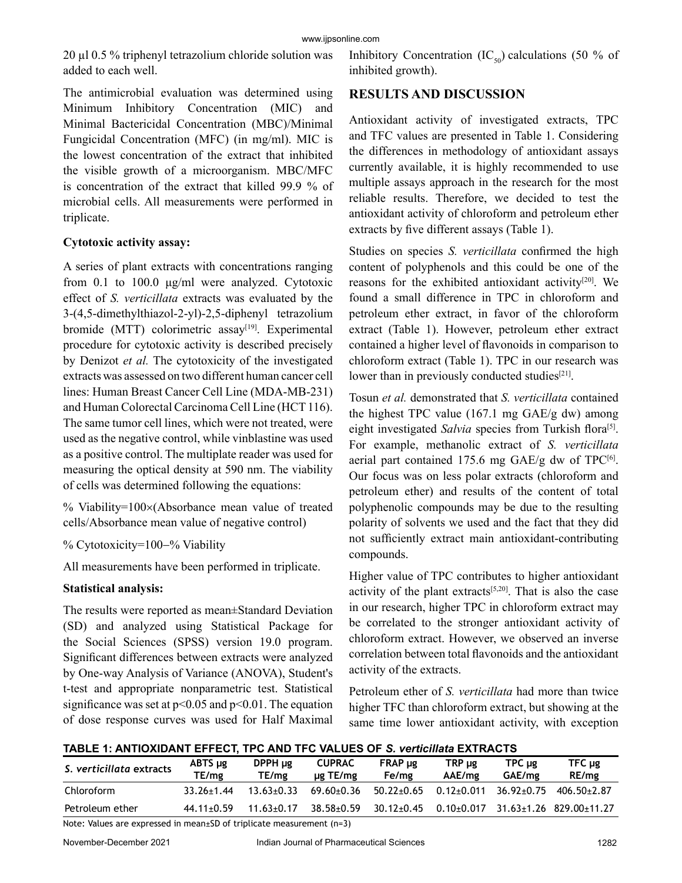20 µl 0.5 % triphenyl tetrazolium chloride solution was added to each well.

The antimicrobial evaluation was determined using Minimum Inhibitory Concentration (MIC) and Minimal Bactericidal Concentration (MBC)/Minimal Fungicidal Concentration (MFC) (in mg/ml). MIC is the lowest concentration of the extract that inhibited the visible growth of a microorganism. MBC/MFC is concentration of the extract that killed 99.9 % of microbial cells. All measurements were performed in triplicate.

**Cytotoxic activity assay:**

A series of plant extracts with concentrations ranging from 0.1 to 100.0 µg/ml were analyzed. Cytotoxic effect of *S. verticillata* extracts was evaluated by the 3-(4,5-dimethylthiazol-2-yl)-2,5-diphenyl tetrazolium bromide (MTT) colorimetric assay[19]. Experimental procedure for cytotoxic activity is described precisely by Denizot *et al.* The cytotoxicity of the investigated extracts was assessed on two different human cancer cell lines: Human Breast Cancer Cell Line (MDA-MB-231) and Human Colorectal Carcinoma Cell Line (HCT 116). The same tumor cell lines, which were not treated, were used as the negative control, while vinblastine was used as a positive control. The multiplate reader was used for measuring the optical density at 590 nm. The viability of cells was determined following the equations:

% Viability=100×(Absorbance mean value of treated cells/Absorbance mean value of negative control)

% Cytotoxicity=100−% Viability

All measurements have been performed in triplicate.

**Statistical analysis:**

The results were reported as mean±Standard Deviation (SD) and analyzed using Statistical Package for the Social Sciences (SPSS) version 19.0 program. Significant differences between extracts were analyzed by One-way Analysis of Variance (ANOVA), Student's t-test and appropriate nonparametric test. Statistical significance was set at $p<0.05$ and $p<0.01$. The equation of dose response curves was used for Half Maximal Inhibitory Concentration ($IC_{50}$) calculations (50 % of inhibited growth).

## RESULTS AND DISCUSSION

Antioxidant activity of investigated extracts, TPC and TFC values are presented in Table 1. Considering the differences in methodology of antioxidant assays currently available, it is highly recommended to use multiple assays approach in the research for the most reliable results. Therefore, we decided to test the antioxidant activity of chloroform and petroleum ether extracts by five different assays (Table 1).

Studies on species *S. verticillata* confirmed the high content of polyphenols and this could be one of the reasons for the exhibited antioxidant activity[20]. We found a small difference in TPC in chloroform and petroleum ether extract, in favor of the chloroform extract (Table 1). However, petroleum ether extract contained a higher level of flavonoids in comparison to chloroform extract (Table 1). TPC in our research was lower than in previously conducted studies[21].

Tosun *et al.* demonstrated that *S. verticillata* contained the highest TPC value (167.1 mg GAE/g dw) among eight investigated *Salvia* species from Turkish flora[5]. For example, methanolic extract of *S. verticillata* aerial part contained 175.6 mg GAE/g dw of TPC[6]. Our focus was on less polar extracts (chloroform and petroleum ether) and results of the content of total polyphenolic compounds may be due to the resulting polarity of solvents we used and the fact that they did not sufficiently extract main antioxidant-contributing compounds.

Higher value of TPC contributes to higher antioxidant activity of the plant extracts[5,20]. That is also the case in our research, higher TPC in chloroform extract may be correlated to the stronger antioxidant activity of chloroform extract. However, we observed an inverse correlation between total flavonoids and the antioxidant activity of the extracts.

Petroleum ether of *S. verticillata* had more than twice higher TFC than chloroform extract, but showing at the same time lower antioxidant activity, with exception

**TABLE 1: ANTIOXIDANT EFFECT, TPC AND TFC VALUES OF *S. verticillata* EXTRACTS**

| *S. verticillata* extracts | ABTS µg TE/mg | DPPH µg TE/mg | CUPRAC µg TE/mg | FRAP µg Fe/mg | TRP µg AAE/mg | TPC µg GAE/mg | TFC µg RE/mg |
|---|---|---|---|---|---|---|---|
| Chloroform | 33.26±1.44 | 13.63±0.33 | 69.60±0.36 | 50.22±0.65 | 0.12±0.011 | 36.92±0.75 | 406.50±2.87 |
| Petroleum ether | 44.11±0.59 | 11.63±0.17 | 38.58±0.59 | 30.12±0.45 | 0.10±0.017 | 31.63±1.26 | 829.00±11.27 |

Note: Values are expressed in mean±SD of triplicate measurement (n=3)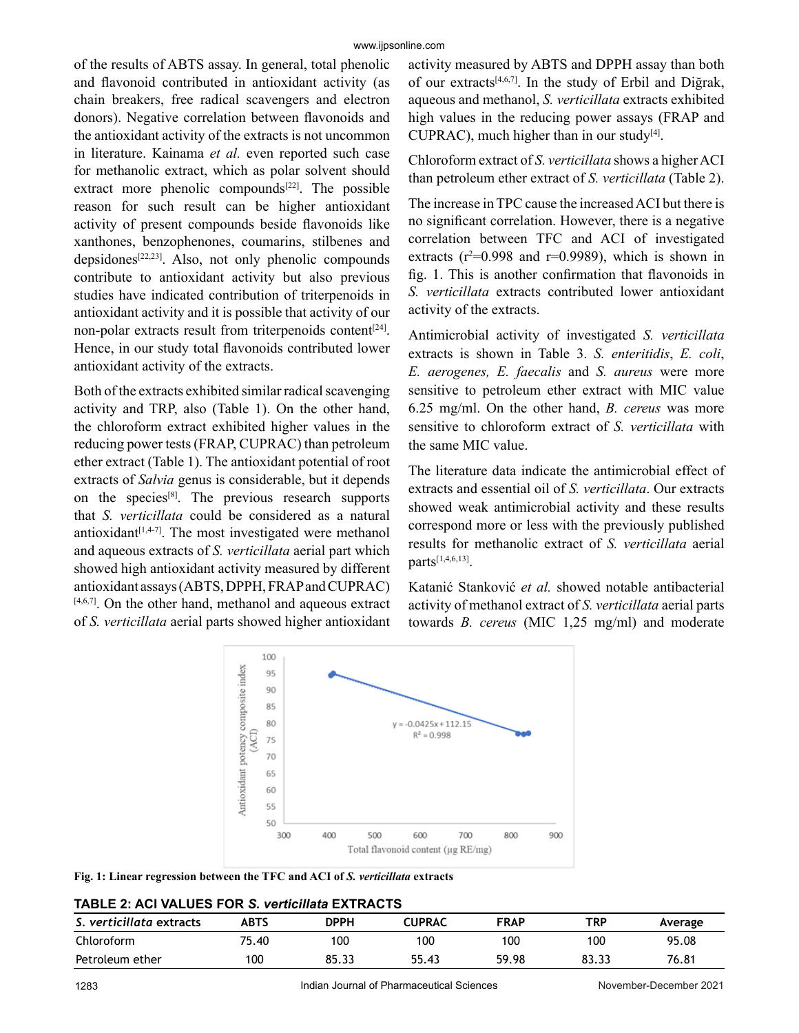of the results of ABTS assay. In general, total phenolic and flavonoid contributed in antioxidant activity (as chain breakers, free radical scavengers and electron donors). Negative correlation between flavonoids and the antioxidant activity of the extracts is not uncommon in literature. Kainama *et al.* even reported such case for methanolic extract, which as polar solvent should extract more phenolic compounds[22]. The possible reason for such result can be higher antioxidant activity of present compounds beside flavonoids like xanthones, benzophenones, coumarins, stilbenes and depsidones[22,23]. Also, not only phenolic compounds contribute to antioxidant activity but also previous studies have indicated contribution of triterpenoids in antioxidant activity and it is possible that activity of our non-polar extracts result from triterpenoids content[24]. Hence, in our study total flavonoids contributed lower antioxidant activity of the extracts.

Both of the extracts exhibited similar radical scavenging activity and TRP, also (Table 1). On the other hand, the chloroform extract exhibited higher values in the reducing power tests (FRAP, CUPRAC) than petroleum ether extract (Table 1). The antioxidant potential of root extracts of *Salvia* genus is considerable, but it depends on the species[8]. The previous research supports that *S. verticillata* could be considered as a natural antioxidant[1,4-7]. The most investigated were methanol and aqueous extracts of *S. verticillata* aerial part which showed high antioxidant activity measured by different antioxidant assays (ABTS, DPPH, FRAP and CUPRAC) [4,6,7]. On the other hand, methanol and aqueous extract of *S. verticillata* aerial parts showed higher antioxidant activity measured by ABTS and DPPH assay than both of our extracts[4,6,7]. In the study of Erbil and Diğrak, aqueous and methanol, *S. verticillata* extracts exhibited high values in the reducing power assays (FRAP and CUPRAC), much higher than in our study[4].

Chloroform extract of *S. verticillata* shows a higher ACI than petroleum ether extract of *S. verticillata* (Table 2).

The increase in TPC cause the increased ACI but there is no significant correlation. However, there is a negative correlation between TFC and ACI of investigated extracts ($r^2$=0.998 and r=0.9989), which is shown in fig. 1. This is another confirmation that flavonoids in *S. verticillata* extracts contributed lower antioxidant activity of the extracts.

Antimicrobial activity of investigated *S. verticillata* extracts is shown in Table 3. *S. enteritidis*, *E. coli*, *E. aerogenes, E. faecalis* and *S. aureus* were more sensitive to petroleum ether extract with MIC value 6.25 mg/ml. On the other hand, *B. cereus* was more sensitive to chloroform extract of *S. verticillata* with the same MIC value.

The literature data indicate the antimicrobial effect of extracts and essential oil of *S. verticillata*. Our extracts showed weak antimicrobial activity and these results correspond more or less with the previously published results for methanolic extract of *S. verticillata* aerial parts[1,4,6,13].

Katanić Stanković *et al.* showed notable antibacterial activity of methanol extract of *S. verticillata* aerial parts towards *B. cereus* (MIC 1,25 mg/ml) and moderate

**Fig. 1: Linear regression between the TFC and ACI of *S. verticillata* extracts**

**TABLE 2: ACI VALUES FOR *S. verticillata* EXTRACTS**

| *S. verticillata* extracts | ABTS | DPPH | CUPRAC | FRAP | TRP | Average |
|---|---|---|---|---|---|---|
| Chloroform | 75.40 | 100 | 100 | 100 | 100 | 95.08 |
| Petroleum ether | 100 | 85.33 | 55.43 | 59.98 | 83.33 | 76.81 |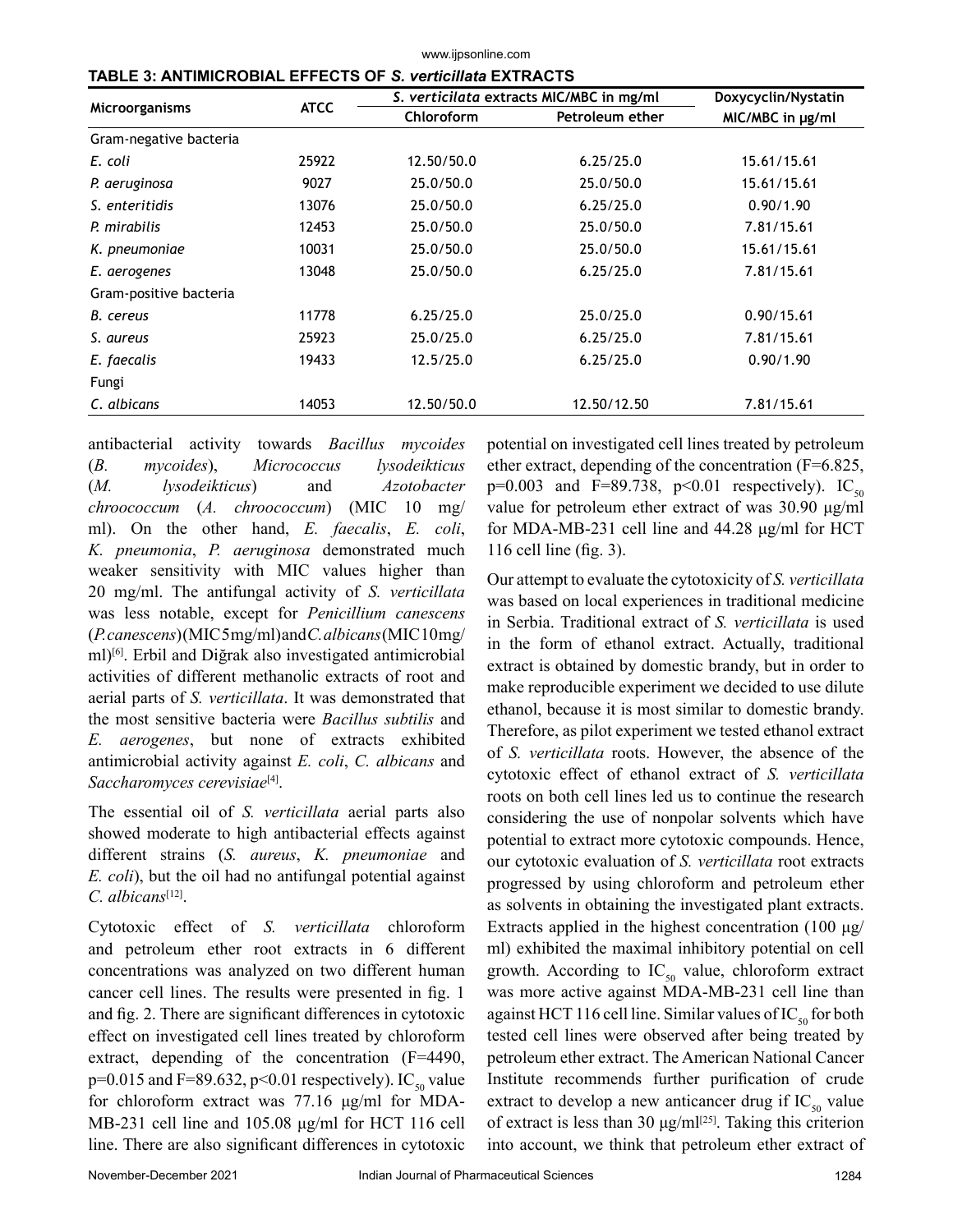**TABLE 3: ANTIMICROBIAL EFFECTS OF *S. verticillata* EXTRACTS**

| Microorganisms | ATCC | *S. verticilata* extracts MIC/MBC in mg/ml | | Doxycyclin/Nystatin |
|---|---|---|---|---|
| | | Chloroform | Petroleum ether | MIC/MBC in μg/ml |
| Gram-negative bacteria | | | | |
| *E. coli* | 25922 | 12.50/50.0 | 6.25/25.0 | 15.61/15.61 |
| *P. aeruginosa* | 9027 | 25.0/50.0 | 25.0/50.0 | 15.61/15.61 |
| *S. enteritidis* | 13076 | 25.0/50.0 | 6.25/25.0 | 0.90/1.90 |
| *P. mirabilis* | 12453 | 25.0/50.0 | 25.0/50.0 | 7.81/15.61 |
| *K. pneumoniae* | 10031 | 25.0/50.0 | 25.0/50.0 | 15.61/15.61 |
| *E. aerogenes* | 13048 | 25.0/50.0 | 6.25/25.0 | 7.81/15.61 |
| Gram-positive bacteria | | | | |
| *B. cereus* | 11778 | 6.25/25.0 | 25.0/25.0 | 0.90/15.61 |
| *S. aureus* | 25923 | 25.0/25.0 | 6.25/25.0 | 7.81/15.61 |
| *E. faecalis* | 19433 | 12.5/25.0 | 6.25/25.0 | 0.90/1.90 |
| Fungi | | | | |
| *C. albicans* | 14053 | 12.50/50.0 | 12.50/12.50 | 7.81/15.61 |

antibacterial activity towards *Bacillus mycoides* (*B. mycoides*), *Micrococcus lysodeikticus* (*M. lysodeikticus*) and *Azotobacter chroococcum* (*A. chroococcum*) (MIC 10 mg/ml). On the other hand, *E. faecalis*, *E. coli*, *K. pneumonia*, *P. aeruginosa* demonstrated much weaker sensitivity with MIC values higher than 20 mg/ml. The antifungal activity of *S. verticillata* was less notable, except for *Penicillium canescens* (*P. canescens*) (MIC 5 mg/ml) and *C. albicans* (MIC 10 mg/ml)[6]. Erbil and Diğrak also investigated antimicrobial activities of different methanolic extracts of root and aerial parts of *S. verticillata*. It was demonstrated that the most sensitive bacteria were *Bacillus subtilis* and *E. aerogenes*, but none of extracts exhibited antimicrobial activity against *E. coli*, *C. albicans* and *Saccharomyces cerevisiae*[4].

The essential oil of *S. verticillata* aerial parts also showed moderate to high antibacterial effects against different strains (*S. aureus*, *K. pneumoniae* and *E. coli*), but the oil had no antifungal potential against *C. albicans*[12].

Cytotoxic effect of *S. verticillata* chloroform and petroleum ether root extracts in 6 different concentrations was analyzed on two different human cancer cell lines. The results were presented in fig. 1 and fig. 2. There are significant differences in cytotoxic effect on investigated cell lines treated by chloroform extract, depending of the concentration ($F=4490$, $p=0.015$ and $F=89.632$, $p<0.01$ respectively). $IC_{50}$ value for chloroform extract was 77.16 μg/ml for MDA-MB-231 cell line and 105.08 μg/ml for HCT 116 cell line. There are also significant differences in cytotoxic potential on investigated cell lines treated by petroleum ether extract, depending of the concentration ($F=6.825$, $p=0.003$ and $F=89.738$, $p<0.01$ respectively). $IC_{50}$ value for petroleum ether extract of was 30.90 μg/ml for MDA-MB-231 cell line and 44.28 μg/ml for HCT 116 cell line (fig. 3).

Our attempt to evaluate the cytotoxicity of *S. verticillata* was based on local experiences in traditional medicine in Serbia. Traditional extract of *S. verticillata* is used in the form of ethanol extract. Actually, traditional extract is obtained by domestic brandy, but in order to make reproducible experiment we decided to use dilute ethanol, because it is most similar to domestic brandy. Therefore, as pilot experiment we tested ethanol extract of *S. verticillata* roots. However, the absence of the cytotoxic effect of ethanol extract of *S. verticillata* roots on both cell lines led us to continue the research considering the use of nonpolar solvents which have potential to extract more cytotoxic compounds. Hence, our cytotoxic evaluation of *S. verticillata* root extracts progressed by using chloroform and petroleum ether as solvents in obtaining the investigated plant extracts. Extracts applied in the highest concentration (100 μg/ml) exhibited the maximal inhibitory potential on cell growth. According to $IC_{50}$ value, chloroform extract was more active against MDA-MB-231 cell line than against HCT 116 cell line. Similar values of $IC_{50}$ for both tested cell lines were observed after being treated by petroleum ether extract. The American National Cancer Institute recommends further purification of crude extract to develop a new anticancer drug if $IC_{50}$ value of extract is less than 30 μg/ml[25]. Taking this criterion into account, we think that petroleum ether extract of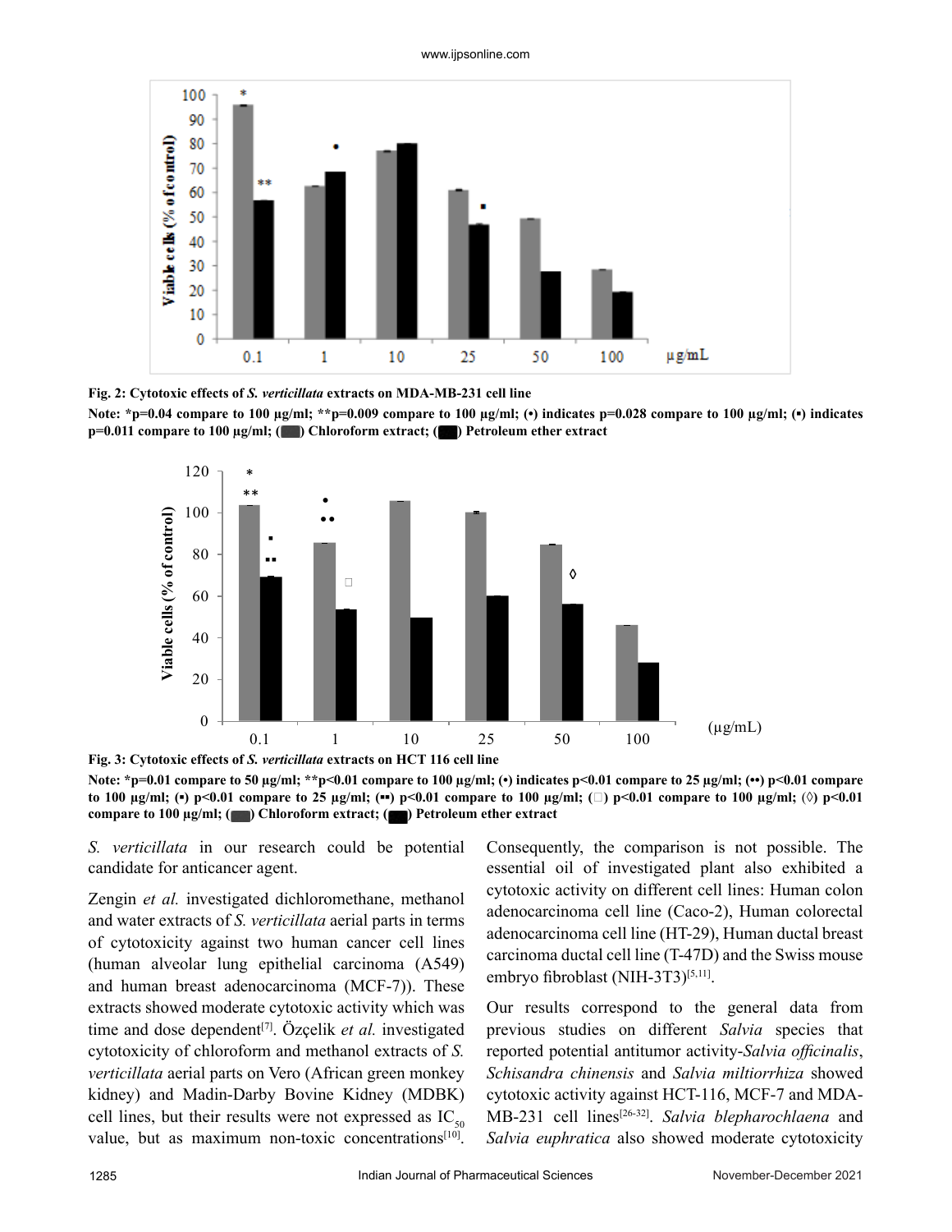**Fig. 2: Cytotoxic effects of *S. verticillata* extracts on MDA-MB-231 cell line**

**Note: *p=0.04 compare to 100 µg/ml; **p=0.009 compare to 100 µg/ml; (•) indicates p=0.028 compare to 100 µg/ml; (▪) indicates p=0.011 compare to 100 µg/ml; (▬) Chloroform extract; (▬) Petroleum ether extract**

**Fig. 3: Cytotoxic effects of *S. verticillata* extracts on HCT 116 cell line**

**Note: *p=0.01 compare to 50 µg/ml; **p<0.01 compare to 100 µg/ml; (•) indicates p<0.01 compare to 25 µg/ml; (••) p<0.01 compare to 100 µg/ml; (▪) p<0.01 compare to 25 µg/ml; (▪▪) p<0.01 compare to 100 µg/ml; (□) p<0.01 compare to 100 µg/ml; (◊) p<0.01 compare to 100 µg/ml; (▬) Chloroform extract; (▬) Petroleum ether extract**

*S. verticillata* in our research could be potential candidate for anticancer agent.

Zengin *et al.* investigated dichloromethane, methanol and water extracts of *S. verticillata* aerial parts in terms of cytotoxicity against two human cancer cell lines (human alveolar lung epithelial carcinoma (A549) and human breast adenocarcinoma (MCF-7)). These extracts showed moderate cytotoxic activity which was time and dose dependent[7]. Özçelik *et al.* investigated cytotoxicity of chloroform and methanol extracts of *S. verticillata* aerial parts on Vero (African green monkey kidney) and Madin-Darby Bovine Kidney (MDBK) cell lines, but their results were not expressed as $IC_{50}$ value, but as maximum non-toxic concentrations[10]. Consequently, the comparison is not possible. The essential oil of investigated plant also exhibited a cytotoxic activity on different cell lines: Human colon adenocarcinoma cell line (Caco-2), Human colorectal adenocarcinoma cell line (HT-29), Human ductal breast carcinoma ductal cell line (T-47D) and the Swiss mouse embryo fibroblast (NIH-3T3)[5,11].

Our results correspond to the general data from previous studies on different *Salvia* species that reported potential antitumor activity-*Salvia officinalis*, *Schisandra chinensis* and *Salvia miltiorrhiza* showed cytotoxic activity against HCT-116, MCF-7 and MDA-MB-231 cell lines[26-32]. *Salvia blepharochlaena* and *Salvia euphratica* also showed moderate cytotoxicity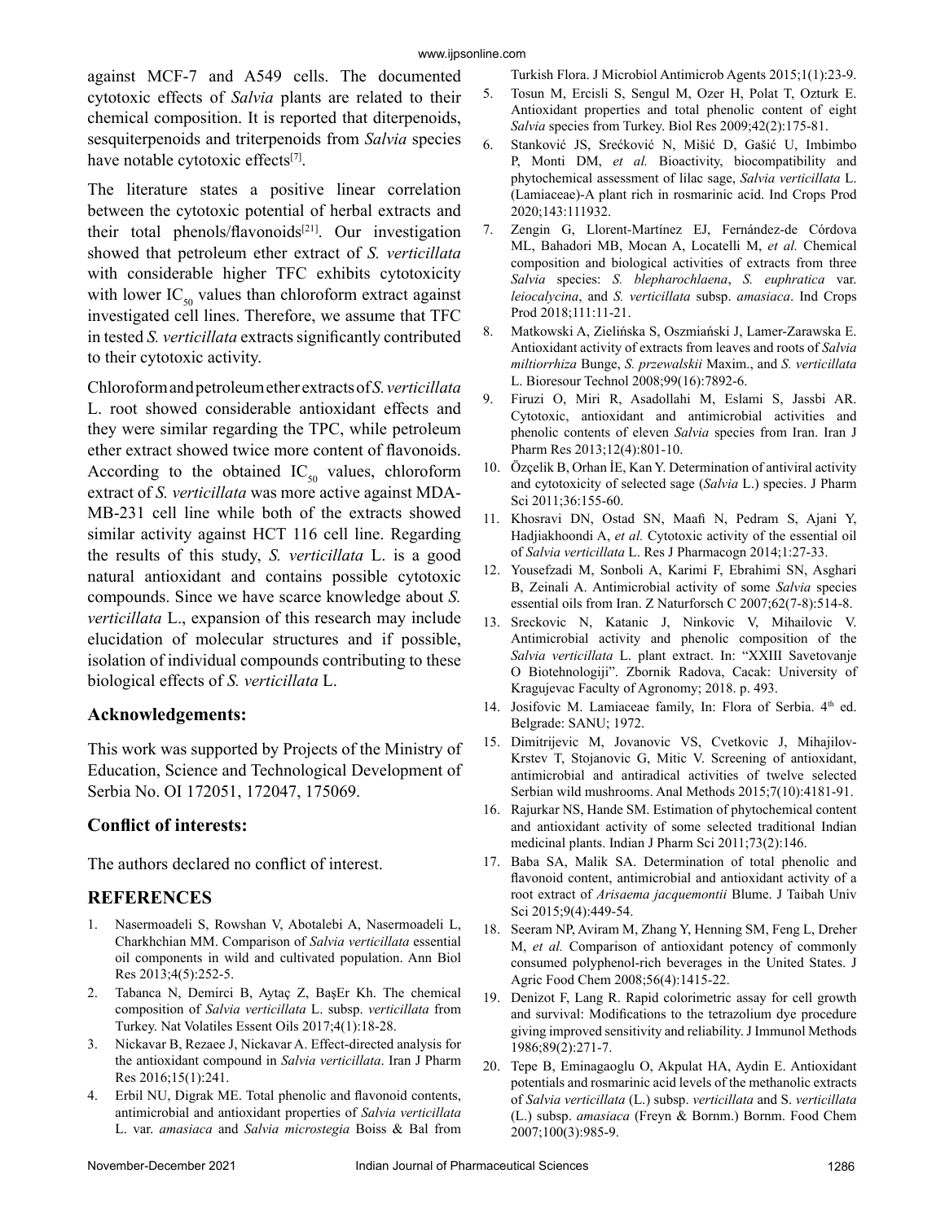against MCF-7 and A549 cells. The documented cytotoxic effects of *Salvia* plants are related to their chemical composition. It is reported that diterpenoids, sesquiterpenoids and triterpenoids from *Salvia* species have notable cytotoxic effects[7].

The literature states a positive linear correlation between the cytotoxic potential of herbal extracts and their total phenols/flavonoids[21]. Our investigation showed that petroleum ether extract of *S. verticillata* with considerable higher TFC exhibits cytotoxicity with lower $IC_{50}$ values than chloroform extract against investigated cell lines. Therefore, we assume that TFC in tested *S. verticillata* extracts significantly contributed to their cytotoxic activity.

Chloroform and petroleum ether extracts of *S. verticillata* L. root showed considerable antioxidant effects and they were similar regarding the TPC, while petroleum ether extract showed twice more content of flavonoids. According to the obtained $IC_{50}$ values, chloroform extract of *S. verticillata* was more active against MDA-MB-231 cell line while both of the extracts showed similar activity against HCT 116 cell line. Regarding the results of this study, *S. verticillata* L. is a good natural antioxidant and contains possible cytotoxic compounds. Since we have scarce knowledge about *S. verticillata* L., expansion of this research may include elucidation of molecular structures and if possible, isolation of individual compounds contributing to these biological effects of *S. verticillata* L.

## Acknowledgements:

This work was supported by Projects of the Ministry of Education, Science and Technological Development of Serbia No. OI 172051, 172047, 175069.

## Conflict of interests:

The authors declared no conflict of interest.

## REFERENCES

1. Nasermoadeli S, Rowshan V, Abotalebi A, Nasermoadeli L, Charkhchian MM. Comparison of *Salvia verticillata* essential oil components in wild and cultivated population. Ann Biol Res 2013;4(5):252-5.
2. Tabanca N, Demirci B, Aytaç Z, BaşEr Kh. The chemical composition of *Salvia verticillata* L. subsp. *verticillata* from Turkey. Nat Volatiles Essent Oils 2017;4(1):18-28.
3. Nickavar B, Rezaee J, Nickavar A. Effect-directed analysis for the antioxidant compound in *Salvia verticillata*. Iran J Pharm Res 2016;15(1):241.
4. Erbil NU, Digrak ME. Total phenolic and flavonoid contents, antimicrobial and antioxidant properties of *Salvia verticillata* L. var. *amasiaca* and *Salvia microstegia* Boiss & Bal from Turkish Flora. J Microbiol Antimicrob Agents 2015;1(1):23-9.
5. Tosun M, Ercisli S, Sengul M, Ozer H, Polat T, Ozturk E. Antioxidant properties and total phenolic content of eight *Salvia* species from Turkey. Biol Res 2009;42(2):175-81.
6. Stanković JS, Srećković N, Mišić D, Gašić U, Imbimbo P, Monti DM, *et al.* Bioactivity, biocompatibility and phytochemical assessment of lilac sage, *Salvia verticillata* L. (Lamiaceae)-A plant rich in rosmarinic acid. Ind Crops Prod 2020;143:111932.
7. Zengin G, Llorent-Martínez EJ, Fernández-de Córdova ML, Bahadori MB, Mocan A, Locatelli M, *et al.* Chemical composition and biological activities of extracts from three *Salvia* species: *S. blepharochlaena*, *S. euphratica* var. *leiocalycina*, and *S. verticillata* subsp. *amasiaca*. Ind Crops Prod 2018;111:11-21.
8. Matkowski A, Zielińska S, Oszmiański J, Lamer-Zarawska E. Antioxidant activity of extracts from leaves and roots of *Salvia miltiorrhiza* Bunge, *S. przewalskii* Maxim., and *S. verticillata* L. Bioresour Technol 2008;99(16):7892-6.
9. Firuzi O, Miri R, Asadollahi M, Eslami S, Jassbi AR. Cytotoxic, antioxidant and antimicrobial activities and phenolic contents of eleven *Salvia* species from Iran. Iran J Pharm Res 2013;12(4):801-10.
10. Özçelik B, Orhan İE, Kan Y. Determination of antiviral activity and cytotoxicity of selected sage (*Salvia* L.) species. J Pharm Sci 2011;36:155-60.
11. Khosravi DN, Ostad SN, Maafi N, Pedram S, Ajani Y, Hadjiakhoondi A, *et al.* Cytotoxic activity of the essential oil of *Salvia verticillata* L. Res J Pharmacogn 2014;1:27-33.
12. Yousefzadi M, Sonboli A, Karimi F, Ebrahimi SN, Asghari B, Zeinali A. Antimicrobial activity of some *Salvia* species essential oils from Iran. Z Naturforsch C 2007;62(7-8):514-8.
13. Sreckovic N, Katanic J, Ninkovic V, Mihailovic V. Antimicrobial activity and phenolic composition of the *Salvia verticillata* L. plant extract. In: "XXIII Savetovanje O Biotehnologiji". Zbornik Radova, Cacak: University of Kragujevac Faculty of Agronomy; 2018. p. 493.
14. Josifovic M. Lamiaceae family, In: Flora of Serbia. 4th ed. Belgrade: SANU; 1972.
15. Dimitrijevic M, Jovanovic VS, Cvetkovic J, Mihajilov-Krstev T, Stojanovic G, Mitic V. Screening of antioxidant, antimicrobial and antiradical activities of twelve selected Serbian wild mushrooms. Anal Methods 2015;7(10):4181-91.
16. Rajurkar NS, Hande SM. Estimation of phytochemical content and antioxidant activity of some selected traditional Indian medicinal plants. Indian J Pharm Sci 2011;73(2):146.
17. Baba SA, Malik SA. Determination of total phenolic and flavonoid content, antimicrobial and antioxidant activity of a root extract of *Arisaema jacquemontii* Blume. J Taibah Univ Sci 2015;9(4):449-54.
18. Seeram NP, Aviram M, Zhang Y, Henning SM, Feng L, Dreher M, *et al.* Comparison of antioxidant potency of commonly consumed polyphenol-rich beverages in the United States. J Agric Food Chem 2008;56(4):1415-22.
19. Denizot F, Lang R. Rapid colorimetric assay for cell growth and survival: Modifications to the tetrazolium dye procedure giving improved sensitivity and reliability. J Immunol Methods 1986;89(2):271-7.
20. Tepe B, Eminagaoglu O, Akpulat HA, Aydin E. Antioxidant potentials and rosmarinic acid levels of the methanolic extracts of *Salvia verticillata* (L.) subsp. *verticillata* and S. *verticillata* (L.) subsp. *amasiaca* (Freyn & Bornm.) Bornm. Food Chem 2007;100(3):985-9.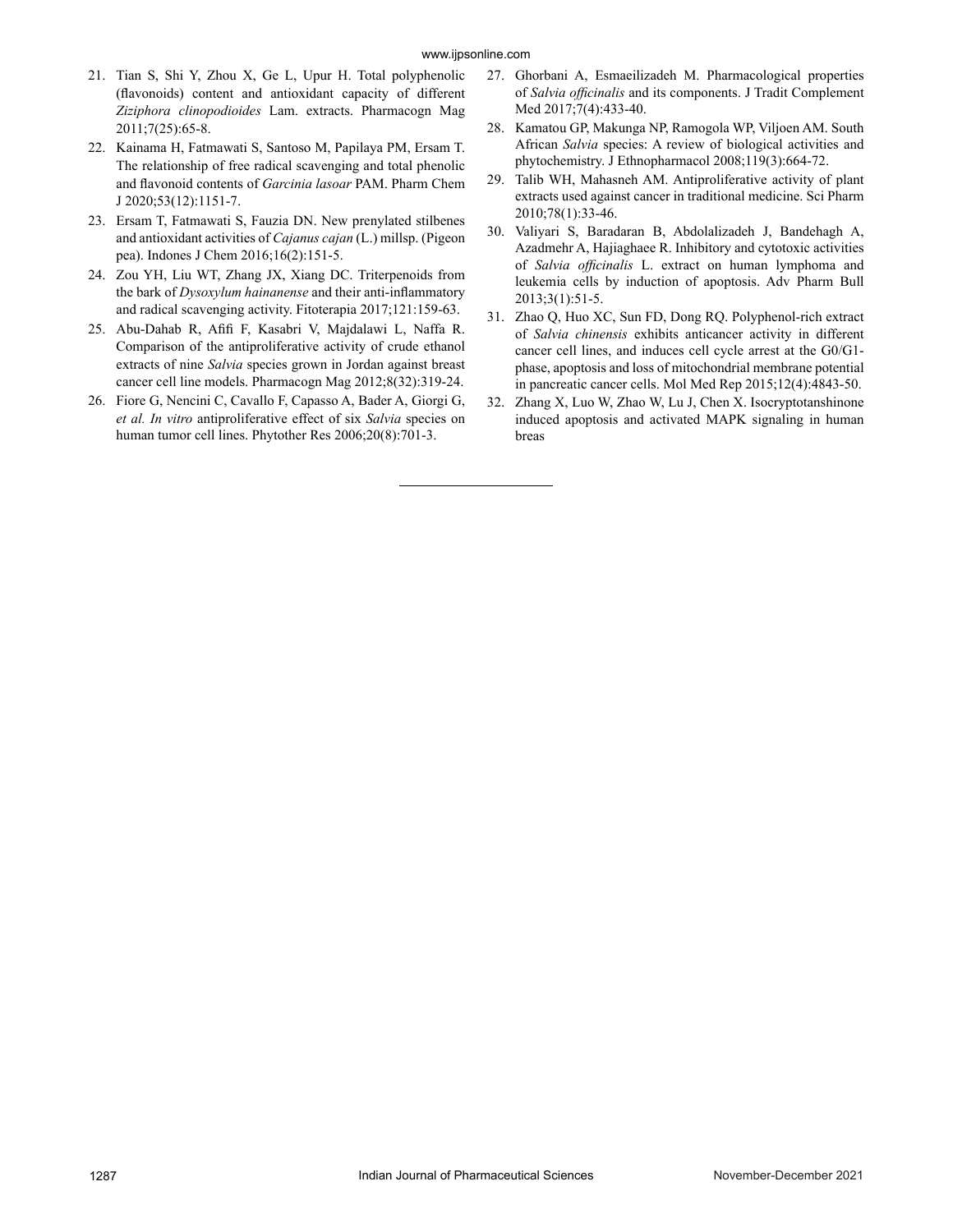21. Tian S, Shi Y, Zhou X, Ge L, Upur H. Total polyphenolic (flavonoids) content and antioxidant capacity of different *Ziziphora clinopodioides* Lam. extracts. Pharmacogn Mag 2011;7(25):65-8.
22. Kainama H, Fatmawati S, Santoso M, Papilaya PM, Ersam T. The relationship of free radical scavenging and total phenolic and flavonoid contents of *Garcinia lasoar* PAM. Pharm Chem J 2020;53(12):1151-7.
23. Ersam T, Fatmawati S, Fauzia DN. New prenylated stilbenes and antioxidant activities of *Cajanus cajan* (L.) millsp. (Pigeon pea). Indones J Chem 2016;16(2):151-5.
24. Zou YH, Liu WT, Zhang JX, Xiang DC. Triterpenoids from the bark of *Dysoxylum hainanense* and their anti-inflammatory and radical scavenging activity. Fitoterapia 2017;121:159-63.
25. Abu-Dahab R, Afifi F, Kasabri V, Majdalawi L, Naffa R. Comparison of the antiproliferative activity of crude ethanol extracts of nine *Salvia* species grown in Jordan against breast cancer cell line models. Pharmacogn Mag 2012;8(32):319-24.
26. Fiore G, Nencini C, Cavallo F, Capasso A, Bader A, Giorgi G, *et al. In vitro* antiproliferative effect of six *Salvia* species on human tumor cell lines. Phytother Res 2006;20(8):701-3.
27. Ghorbani A, Esmaeilizadeh M. Pharmacological properties of *Salvia officinalis* and its components. J Tradit Complement Med 2017;7(4):433-40.
28. Kamatou GP, Makunga NP, Ramogola WP, Viljoen AM. South African *Salvia* species: A review of biological activities and phytochemistry. J Ethnopharmacol 2008;119(3):664-72.
29. Talib WH, Mahasneh AM. Antiproliferative activity of plant extracts used against cancer in traditional medicine. Sci Pharm 2010;78(1):33-46.
30. Valiyari S, Baradaran B, Abdolalizadeh J, Bandehagh A, Azadmehr A, Hajiaghaee R. Inhibitory and cytotoxic activities of *Salvia officinalis* L. extract on human lymphoma and leukemia cells by induction of apoptosis. Adv Pharm Bull 2013;3(1):51-5.
31. Zhao Q, Huo XC, Sun FD, Dong RQ. Polyphenol-rich extract of *Salvia chinensis* exhibits anticancer activity in different cancer cell lines, and induces cell cycle arrest at the G0/G1-phase, apoptosis and loss of mitochondrial membrane potential in pancreatic cancer cells. Mol Med Rep 2015;12(4):4843-50.
32. Zhang X, Luo W, Zhao W, Lu J, Chen X. Isocryptotanshinone induced apoptosis and activated MAPK signaling in human breas